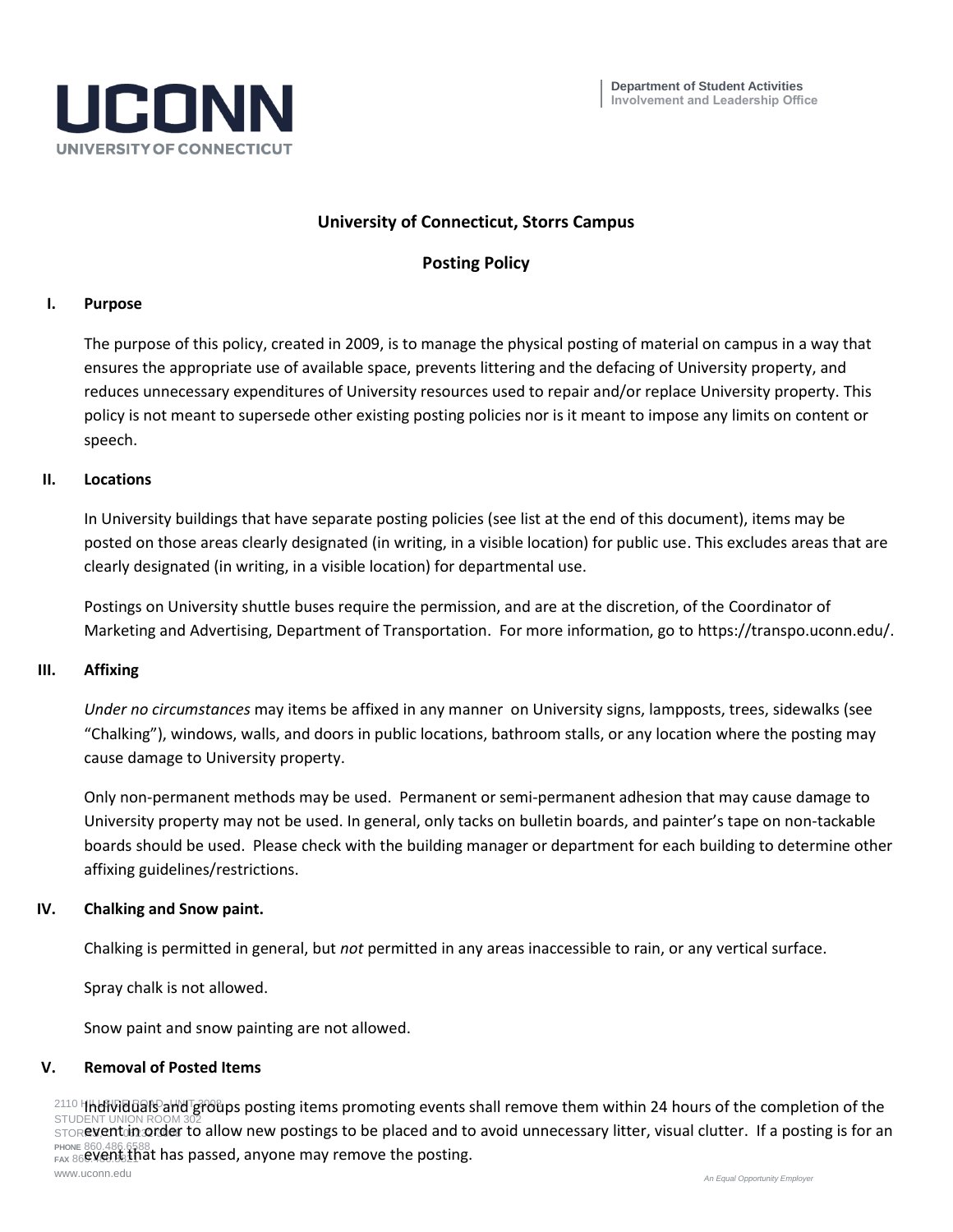Department of Student Activities
Involvement and Leadership Office

# University of Connecticut, Storrs Campus

## Posting Policy

### I. Purpose

The purpose of this policy, created in 2009, is to manage the physical posting of material on campus in a way that ensures the appropriate use of available space, prevents littering and the defacing of University property, and reduces unnecessary expenditures of University resources used to repair and/or replace University property. This policy is not meant to supersede other existing posting policies nor is it meant to impose any limits on content or speech.

### II. Locations

In University buildings that have separate posting policies (see list at the end of this document), items may be posted on those areas clearly designated (in writing, in a visible location) for public use. This excludes areas that are clearly designated (in writing, in a visible location) for departmental use.

Postings on University shuttle buses require the permission, and are at the discretion, of the Coordinator of Marketing and Advertising, Department of Transportation. For more information, go to https://transpo.uconn.edu/.

### III. Affixing

*Under no circumstances* may items be affixed in any manner on University signs, lampposts, trees, sidewalks (see "Chalking"), windows, walls, and doors in public locations, bathroom stalls, or any location where the posting may cause damage to University property.

Only non-permanent methods may be used. Permanent or semi-permanent adhesion that may cause damage to University property may not be used. In general, only tacks on bulletin boards, and painter's tape on non-tackable boards should be used. Please check with the building manager or department for each building to determine other affixing guidelines/restrictions.

### IV. Chalking and Snow paint.

Chalking is permitted in general, but *not* permitted in any areas inaccessible to rain, or any vertical surface.

Spray chalk is not allowed.

Snow paint and snow painting are not allowed.

### V. Removal of Posted Items

Individuals and groups posting items promoting events shall remove them within 24 hours of the completion of the event in order to allow new postings to be placed and to avoid unnecessary litter, visual clutter. If a posting is for an event that has passed, anyone may remove the posting.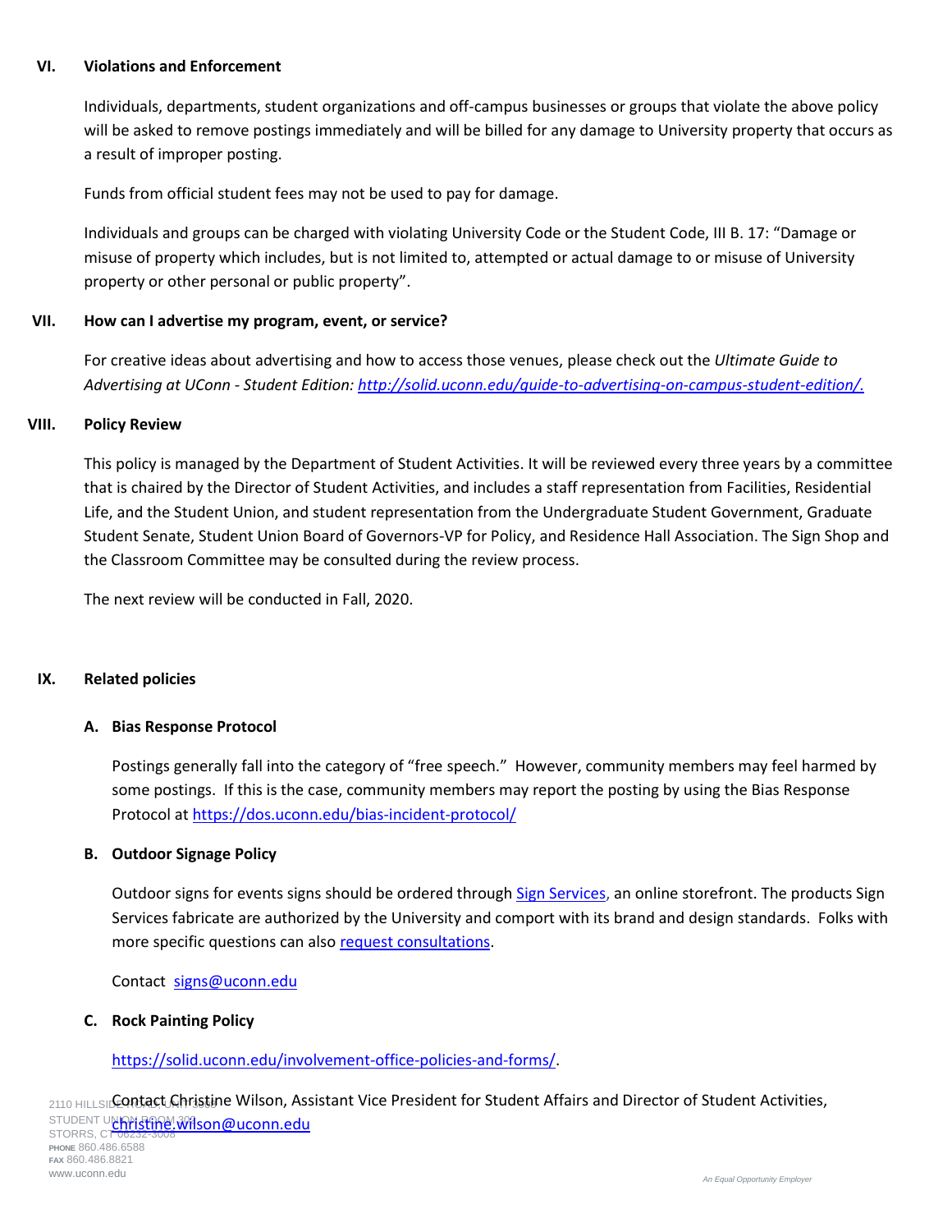## VI. Violations and Enforcement

Individuals, departments, student organizations and off-campus businesses or groups that violate the above policy will be asked to remove postings immediately and will be billed for any damage to University property that occurs as a result of improper posting.

Funds from official student fees may not be used to pay for damage.

Individuals and groups can be charged with violating University Code or the Student Code, III B. 17: "Damage or misuse of property which includes, but is not limited to, attempted or actual damage to or misuse of University property or other personal or public property".

## VII. How can I advertise my program, event, or service?

For creative ideas about advertising and how to access those venues, please check out the *Ultimate Guide to Advertising at UConn - Student Edition: [http://solid.uconn.edu/guide-to-advertising-on-campus-student-edition/.](http://solid.uconn.edu/guide-to-advertising-on-campus-student-edition/)*

## VIII. Policy Review

This policy is managed by the Department of Student Activities. It will be reviewed every three years by a committee that is chaired by the Director of Student Activities, and includes a staff representation from Facilities, Residential Life, and the Student Union, and student representation from the Undergraduate Student Government, Graduate Student Senate, Student Union Board of Governors-VP for Policy, and Residence Hall Association. The Sign Shop and the Classroom Committee may be consulted during the review process.

The next review will be conducted in Fall, 2020.

## IX. Related policies

### A. Bias Response Protocol

Postings generally fall into the category of "free speech." However, community members may feel harmed by some postings. If this is the case, community members may report the posting by using the Bias Response Protocol at [https://dos.uconn.edu/bias-incident-protocol/](https://dos.uconn.edu/bias-incident-protocol/)

### B. Outdoor Signage Policy

Outdoor signs for events signs should be ordered through Sign Services, an online storefront. The products Sign Services fabricate are authorized by the University and comport with its brand and design standards. Folks with more specific questions can also request consultations.

Contact [signs@uconn.edu](mailto:signs@uconn.edu)

### C. Rock Painting Policy

[https://solid.uconn.edu/involvement-office-policies-and-forms/](https://solid.uconn.edu/involvement-office-policies-and-forms/).

Contact Christine Wilson, Assistant Vice President for Student Affairs and Director of Student Activities, [christine.wilson@uconn.edu](mailto:christine.wilson@uconn.edu)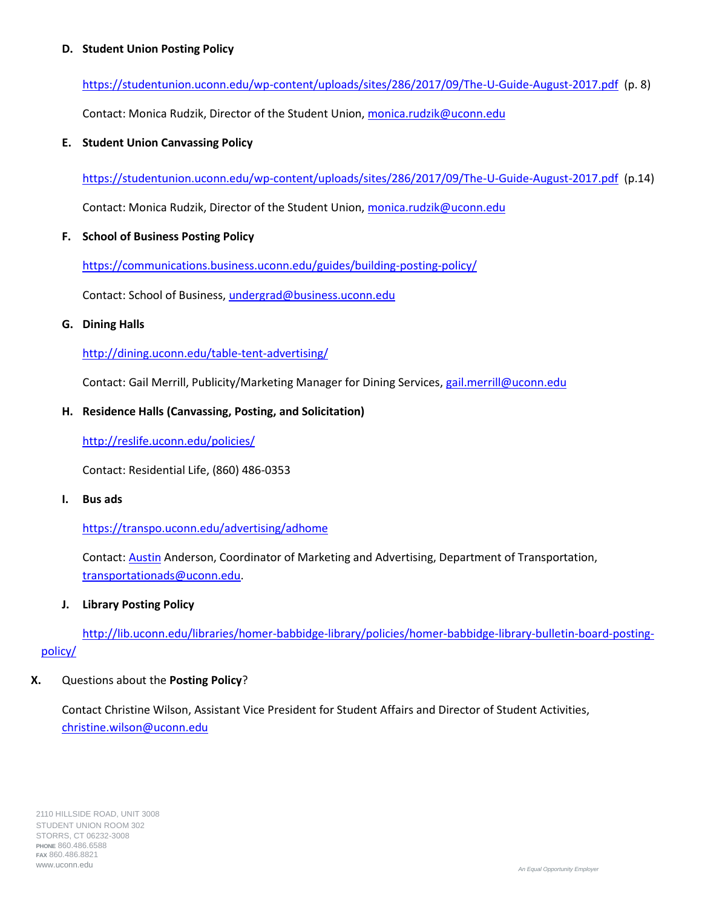**D. Student Union Posting Policy**

https://studentunion.uconn.edu/wp-content/uploads/sites/286/2017/09/The-U-Guide-August-2017.pdf (p. 8)

Contact: Monica Rudzik, Director of the Student Union, monica.rudzik@uconn.edu

**E. Student Union Canvassing Policy**

https://studentunion.uconn.edu/wp-content/uploads/sites/286/2017/09/The-U-Guide-August-2017.pdf (p.14)

Contact: Monica Rudzik, Director of the Student Union, monica.rudzik@uconn.edu

**F. School of Business Posting Policy**

https://communications.business.uconn.edu/guides/building-posting-policy/

Contact: School of Business, undergrad@business.uconn.edu

**G. Dining Halls**

http://dining.uconn.edu/table-tent-advertising/

Contact: Gail Merrill, Publicity/Marketing Manager for Dining Services, gail.merrill@uconn.edu

**H. Residence Halls (Canvassing, Posting, and Solicitation)**

http://reslife.uconn.edu/policies/

Contact: Residential Life, (860) 486-0353

**I. Bus ads**

https://transpo.uconn.edu/advertising/adhome

Contact: Austin Anderson, Coordinator of Marketing and Advertising, Department of Transportation, transportationads@uconn.edu.

**J. Library Posting Policy**

http://lib.uconn.edu/libraries/homer-babbidge-library/policies/homer-babbidge-library-bulletin-board-posting-policy/

**X.** Questions about the **Posting Policy**?

Contact Christine Wilson, Assistant Vice President for Student Affairs and Director of Student Activities, christine.wilson@uconn.edu

2110 HILLSIDE ROAD, UNIT 3008
STUDENT UNION ROOM 302
STORRS, CT 06232-3008
PHONE 860.486.6588
FAX 860.486.8821
www.uconn.edu

*An Equal Opportunity Employer*